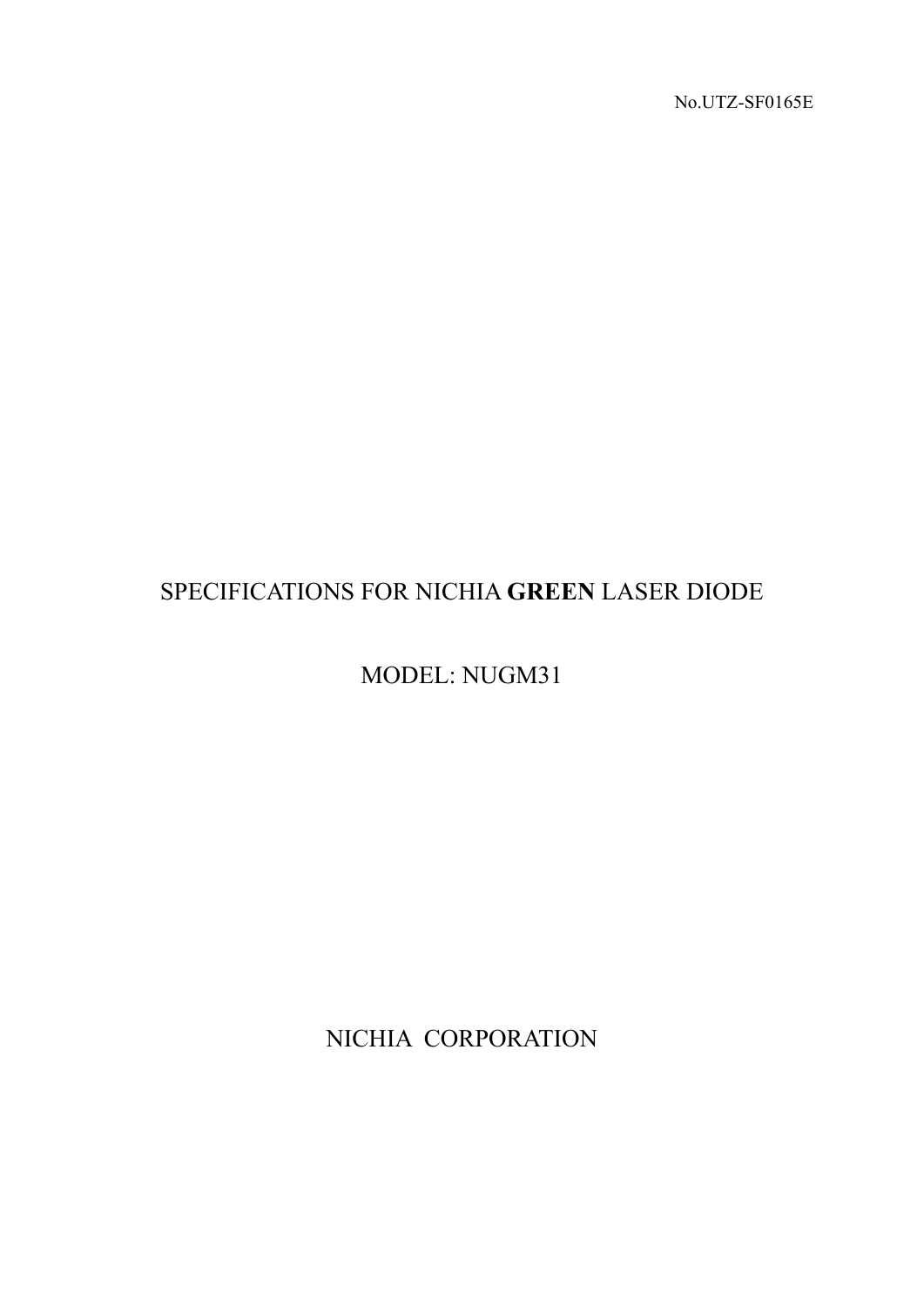No.UTZ-SF0165E

# SPECIFICATIONS FOR NICHIA **GREEN** LASER DIODE

## MODEL: NUGM31

NICHIA CORPORATION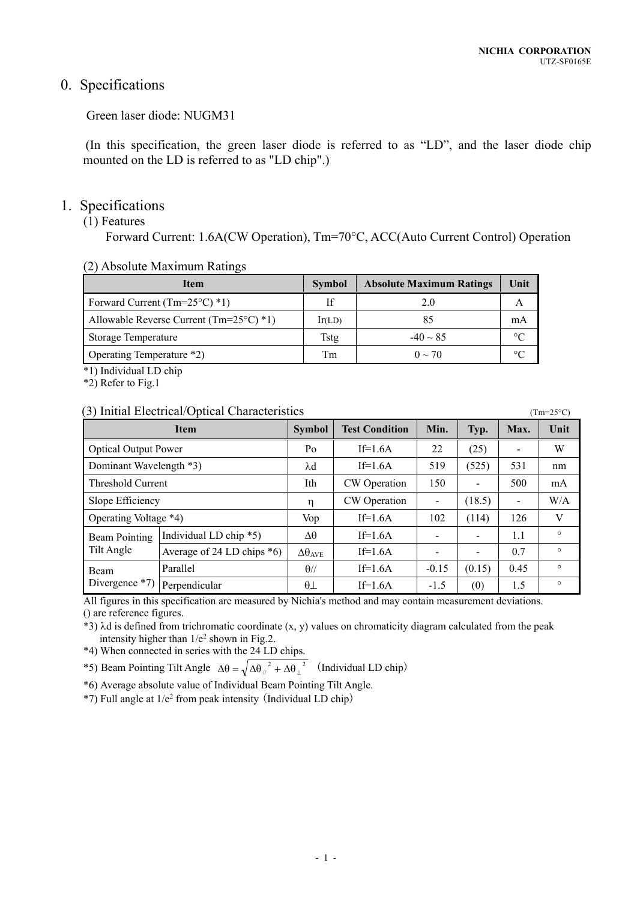# 0. Specifications

Green laser diode: NUGM31

(In this specification, the green laser diode is referred to as “LD”, and the laser diode chip mounted on the LD is referred to as "LD chip".)

# 1. Specifications

(1) Features

Forward Current: 1.6A(CW Operation), Tm=70°C, ACC(Auto Current Control) Operation

(2) Absolute Maximum Ratings

| Item | Symbol | Absolute Maximum Ratings | Unit |
|---|---|---|---|
| Forward Current (Tm=25°C) *1) | If | 2.0 | A |
| Allowable Reverse Current (Tm=25°C) *1) | $I_{r(LD)}$ | 85 | mA |
| Storage Temperature | Tstg | -40 ~ 85 | °C |
| Operating Temperature *2) | Tm | 0 ~ 70 | °C |

*1) Individual LD chip
*2) Refer to Fig.1

(3) Initial Electrical/Optical Characteristics (Tm=25°C)

| Item | | Symbol | Test Condition | Min. | Typ. | Max. | Unit |
|---|---|---|---|---|---|---|---|
| Optical Output Power | | Po | If=1.6A | 22 | (25) | - | W |
| Dominant Wavelength *3) | | $\lambda d$ | If=1.6A | 519 | (525) | 531 | nm |
| Threshold Current | | Ith | CW Operation | 150 | - | 500 | mA |
| Slope Efficiency | | $\eta$ | CW Operation | - | (18.5) | - | W/A |
| Operating Voltage *4) | | Vop | If=1.6A | 102 | (114) | 126 | V |
| Beam Pointing Tilt Angle | Individual LD chip *5) | $\Delta\theta$ | If=1.6A | - | - | 1.1 | ° |
| | Average of 24 LD chips *6) | $\Delta\theta_{AVE}$ | If=1.6A | - | - | 0.7 | ° |
| Beam Divergence *7) | Parallel | $\theta_{//}$ | If=1.6A | -0.15 | (0.15) | 0.45 | ° |
| | Perpendicular | $\theta_{\perp}$ | If=1.6A | -1.5 | (0) | 1.5 | ° |

All figures in this specification are measured by Nichia's method and may contain measurement deviations.
() are reference figures.

*3) $\lambda d$ is defined from trichromatic coordinate (x, y) values on chromaticity diagram calculated from the peak intensity higher than $1/e^2$ shown in Fig.2.

*4) When connected in series with the 24 LD chips.

*5) Beam Pointing Tilt Angle $\Delta\theta = \sqrt{\Delta\theta_{//}^{2} + \Delta\theta_{\perp}^{2}}$ (Individual LD chip)

*6) Average absolute value of Individual Beam Pointing Tilt Angle.

*7) Full angle at $1/e^2$ from peak intensity (Individual LD chip)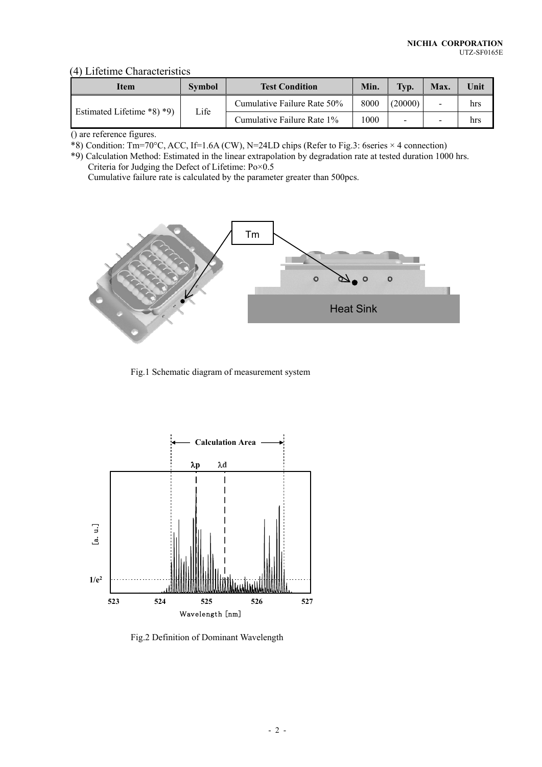### (4) Lifetime Characteristics

| Item | Symbol | Test Condition | Min. | Typ. | Max. | Unit |
|---|---|---|---|---|---|---|
| Estimated Lifetime *8) *9) | Life | Cumulative Failure Rate 50% | 8000 | (20000) | - | hrs |
| | | Cumulative Failure Rate 1% | 1000 | - | - | hrs |

() are reference figures.

*8) Condition: Tm=70°C, ACC, If=1.6A (CW), N=24LD chips (Refer to Fig.3: 6series × 4 connection)

*9) Calculation Method: Estimated in the linear extrapolation by degradation rate at tested duration 1000 hrs.
Criteria for Judging the Defect of Lifetime: Po×0.5
Cumulative failure rate is calculated by the parameter greater than 500pcs.

Tm

Heat Sink

Fig.1 Schematic diagram of measurement system

Calculation Area

λp λd

[a. u.]

$1/e^2$

523 524 525 526 527

Wavelength [nm]

Fig.2 Definition of Dominant Wavelength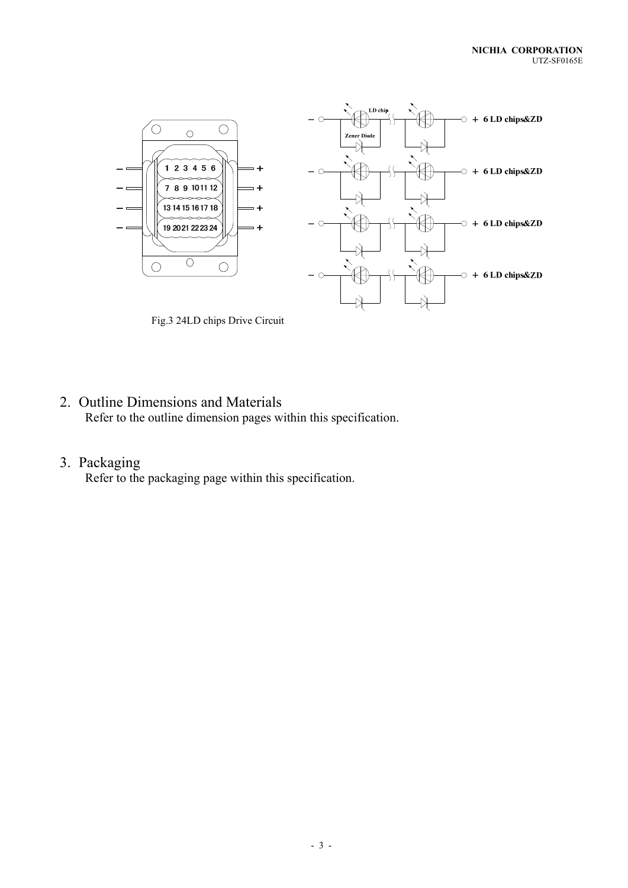−
−
−
−
1 2 3 4 5 6
7 8 9 10 11 12
13 14 15 16 17 18
19 20 21 22 23 24
+
+
+
+

LD chip
Zener Diode
− + 6 LD chips&ZD
− + 6 LD chips&ZD
− + 6 LD chips&ZD
− + 6 LD chips&ZD

Fig.3 24LD chips Drive Circuit

## 2. Outline Dimensions and Materials

Refer to the outline dimension pages within this specification.

## 3. Packaging

Refer to the packaging page within this specification.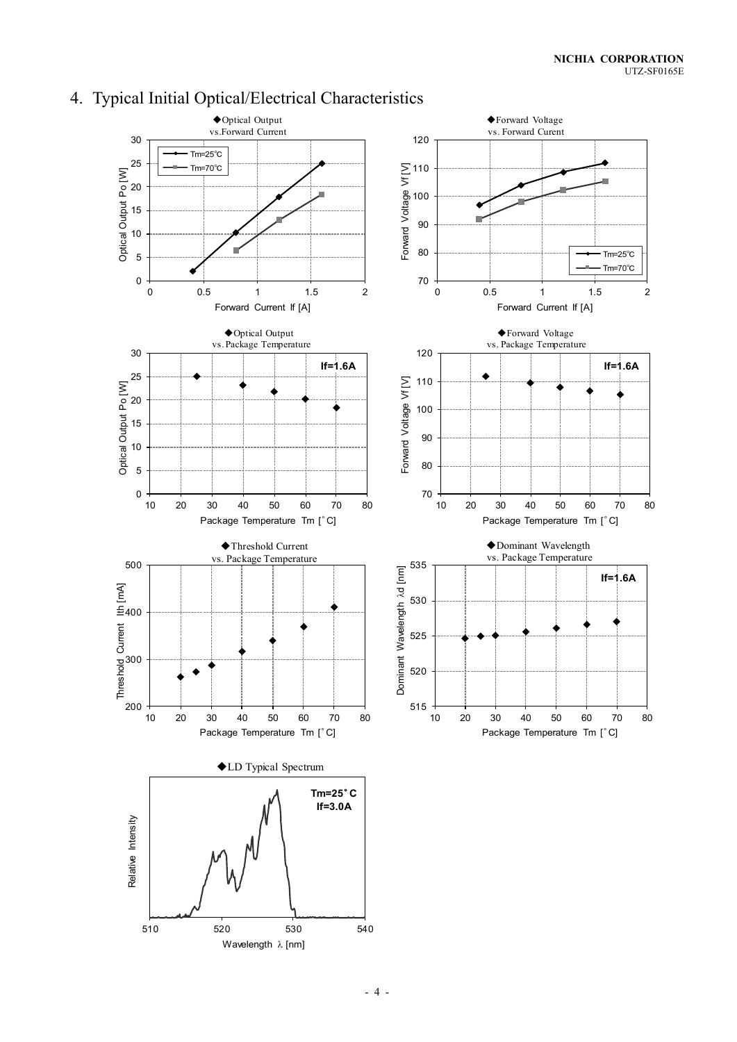# 4. Typical Initial Optical/Electrical Characteristics

◆Optical Output vs.Forward Current

Optical Output Po [W]

Forward Current If [A]

Tm=25℃

Tm=70℃

0, 5, 10, 15, 20, 25, 30

0, 0.5, 1, 1.5, 2

◆Forward Voltage vs. Forward Curent

Forward Voltage Vf [V]

Forward Current If [A]

Tm=25℃

Tm=70℃

70, 80, 90, 100, 110, 120

0, 0.5, 1, 1.5, 2

◆Optical Output vs. Package Temperature

If=1.6A

Optical Output Po [W]

Package Temperature Tm [˚C]

0, 5, 10, 15, 20, 25, 30

10, 20, 30, 40, 50, 60, 70, 80

◆Forward Voltage vs. Package Temperature

If=1.6A

Forward Voltage Vf [V]

Package Temperature Tm [˚C]

70, 80, 90, 100, 110, 120

10, 20, 30, 40, 50, 60, 70, 80

◆Threshold Current vs. Package Temperature

Threshold Current Ith [mA]

Package Temperature Tm [˚C]

200, 300, 400, 500

10, 20, 30, 40, 50, 60, 70, 80

◆Dominant Wavelength vs. Package Temperature

If=1.6A

Dominant Wavelength λd [nm]

Package Temperature Tm [˚C]

515, 520, 525, 530, 535

10, 20, 30, 40, 50, 60, 70, 80

◆LD Typical Spectrum

Tm=25˚C

If=3.0A

Relative Intensity

Wavelength λ [nm]

510, 520, 530, 540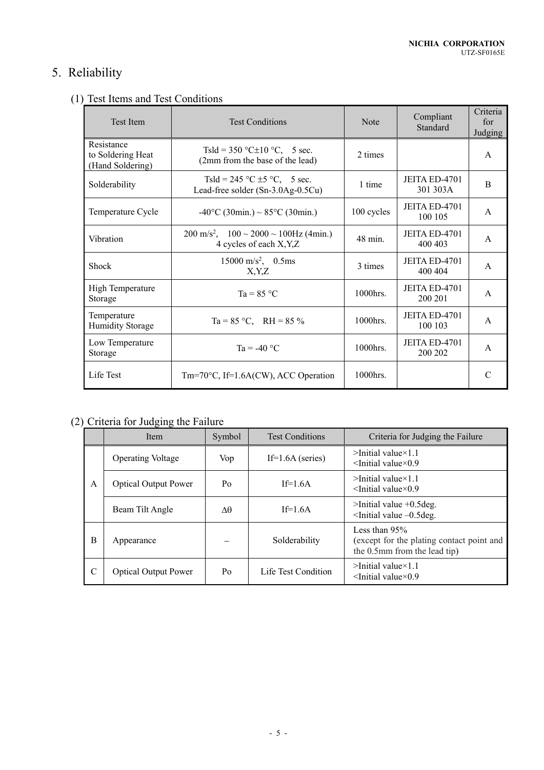## 5. Reliability

### (1) Test Items and Test Conditions

| Test Item | Test Conditions | Note | Compliant Standard | Criteria for Judging |
|---|---|---|---|---|
| Resistance to Soldering Heat (Hand Soldering) | Tsld = 350 °C±10 °C, 5 sec. (2mm from the base of the lead) | 2 times | | A |
| Solderability | Tsld = 245 °C ±5 °C, 5 sec. Lead-free solder (Sn-3.0Ag-0.5Cu) | 1 time | JEITA ED-4701 301 303A | B |
| Temperature Cycle | -40°C (30min.) ~ 85°C (30min.) | 100 cycles | JEITA ED-4701 100 105 | A |
| Vibration | 200 $m/s^2$, 100 ~ 2000 ~ 100Hz (4min.) 4 cycles of each X,Y,Z | 48 min. | JEITA ED-4701 400 403 | A |
| Shock | 15000 $m/s^2$, 0.5ms X,Y,Z | 3 times | JEITA ED-4701 400 404 | A |
| High Temperature Storage | Ta = 85 °C | 1000hrs. | JEITA ED-4701 200 201 | A |
| Temperature Humidity Storage | Ta = 85 °C, RH = 85 % | 1000hrs. | JEITA ED-4701 100 103 | A |
| Low Temperature Storage | Ta = -40 °C | 1000hrs. | JEITA ED-4701 200 202 | A |
| Life Test | Tm=70°C, If=1.6A(CW), ACC Operation | 1000hrs. | | C |

### (2) Criteria for Judging the Failure

| | Item | Symbol | Test Conditions | Criteria for Judging the Failure |
|---|---|---|---|---|
| A | Operating Voltage | Vop | If=1.6A (series) | >Initial value×1.1 <Initial value×0.9 |
| | Optical Output Power | Po | If=1.6A | >Initial value×1.1 <Initial value×0.9 |
| | Beam Tilt Angle | $\Delta\theta$ | If=1.6A | >Initial value +0.5deg. <Initial value –0.5deg. |
| B | Appearance | – | Solderability | Less than 95% (except for the plating contact point and the 0.5mm from the lead tip) |
| C | Optical Output Power | Po | Life Test Condition | >Initial value×1.1 <Initial value×0.9 |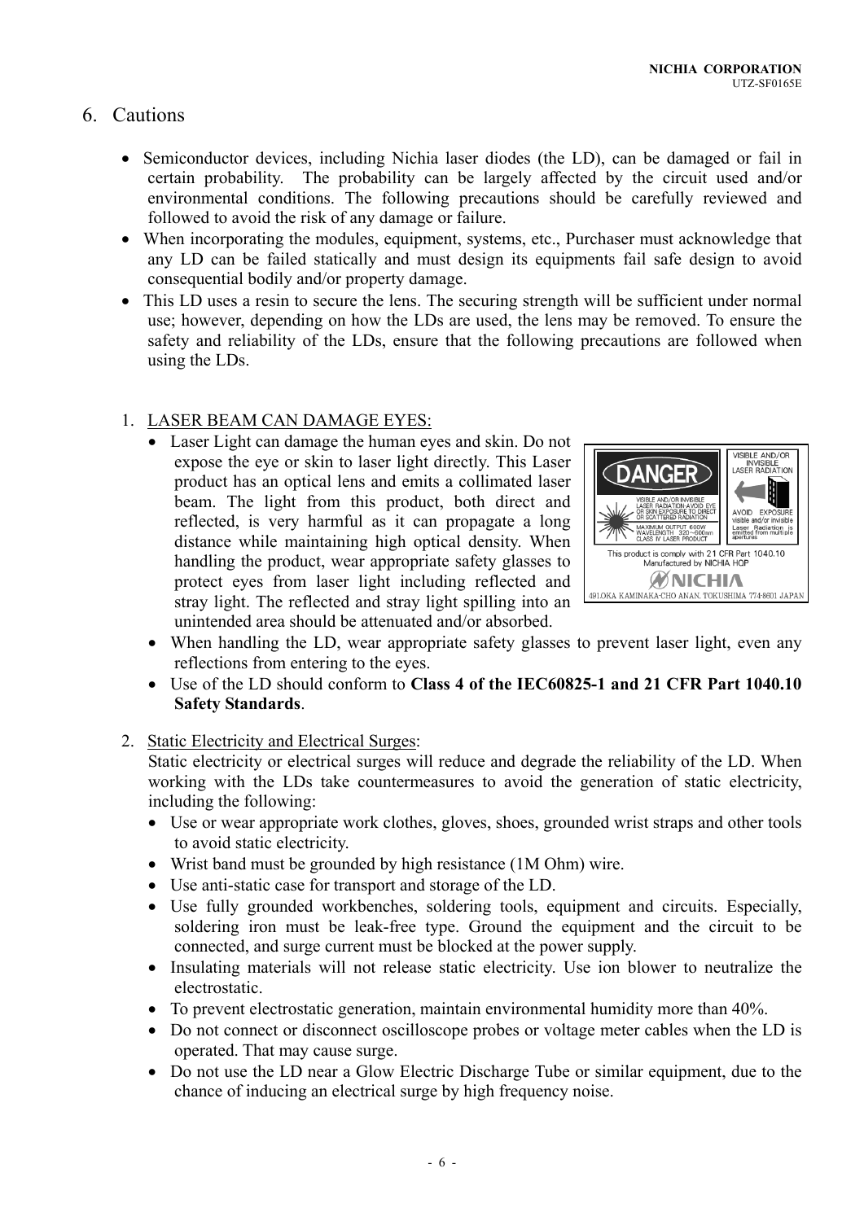## 6. Cautions

- Semiconductor devices, including Nichia laser diodes (the LD), can be damaged or fail in certain probability. The probability can be largely affected by the circuit used and/or environmental conditions. The following precautions should be carefully reviewed and followed to avoid the risk of any damage or failure.
- When incorporating the modules, equipment, systems, etc., Purchaser must acknowledge that any LD can be failed statically and must design its equipments fail safe design to avoid consequential bodily and/or property damage.
- This LD uses a resin to secure the lens. The securing strength will be sufficient under normal use; however, depending on how the LDs are used, the lens may be removed. To ensure the safety and reliability of the LDs, ensure that the following precautions are followed when using the LDs.

1. LASER BEAM CAN DAMAGE EYES:
   - Laser Light can damage the human eyes and skin. Do not expose the eye or skin to laser light directly. This Laser product has an optical lens and emits a collimated laser beam. The light from this product, both direct and reflected, is very harmful as it can propagate a long distance while maintaining high optical density. When handling the product, wear appropriate safety glasses to protect eyes from laser light including reflected and stray light. The reflected and stray light spilling into an unintended area should be attenuated and/or absorbed.

   DANGER
   VISIBLE AND/OR INVISIBLE LASER RADIATION-AVOID EYE OR SKIN EXPOSURE TO DIRECT OR SCATTERED RADIATION
   MAXIMUM OUTPUT 600W
   WAVELENGTH 320~600nm
   CLASS IV LASER PRODUCT
   VISIBLE AND/OR INVISIBLE LASER RADIATION
   AVOID EXPOSURE
   Laser Radiation is emitted from multiple apertures
   This product is comply with 21 CFR Part 1040.10
   Manufactured by NICHIA HQP
   NICHIA
   491OKA KAMINAKA-CHO ANAN, TOKUSHIMA 774-8601 JAPAN

   - When handling the LD, wear appropriate safety glasses to prevent laser light, even any reflections from entering to the eyes.
   - Use of the LD should conform to **Class 4 of the IEC60825-1 and 21 CFR Part 1040.10 Safety Standards**.

2. Static Electricity and Electrical Surges:
   Static electricity or electrical surges will reduce and degrade the reliability of the LD. When working with the LDs take countermeasures to avoid the generation of static electricity, including the following:
   - Use or wear appropriate work clothes, gloves, shoes, grounded wrist straps and other tools to avoid static electricity.
   - Wrist band must be grounded by high resistance (1M Ohm) wire.
   - Use anti-static case for transport and storage of the LD.
   - Use fully grounded workbenches, soldering tools, equipment and circuits. Especially, soldering iron must be leak-free type. Ground the equipment and the circuit to be connected, and surge current must be blocked at the power supply.
   - Insulating materials will not release static electricity. Use ion blower to neutralize the electrostatic.
   - To prevent electrostatic generation, maintain environmental humidity more than 40%.
   - Do not connect or disconnect oscilloscope probes or voltage meter cables when the LD is operated. That may cause surge.
   - Do not use the LD near a Glow Electric Discharge Tube or similar equipment, due to the chance of inducing an electrical surge by high frequency noise.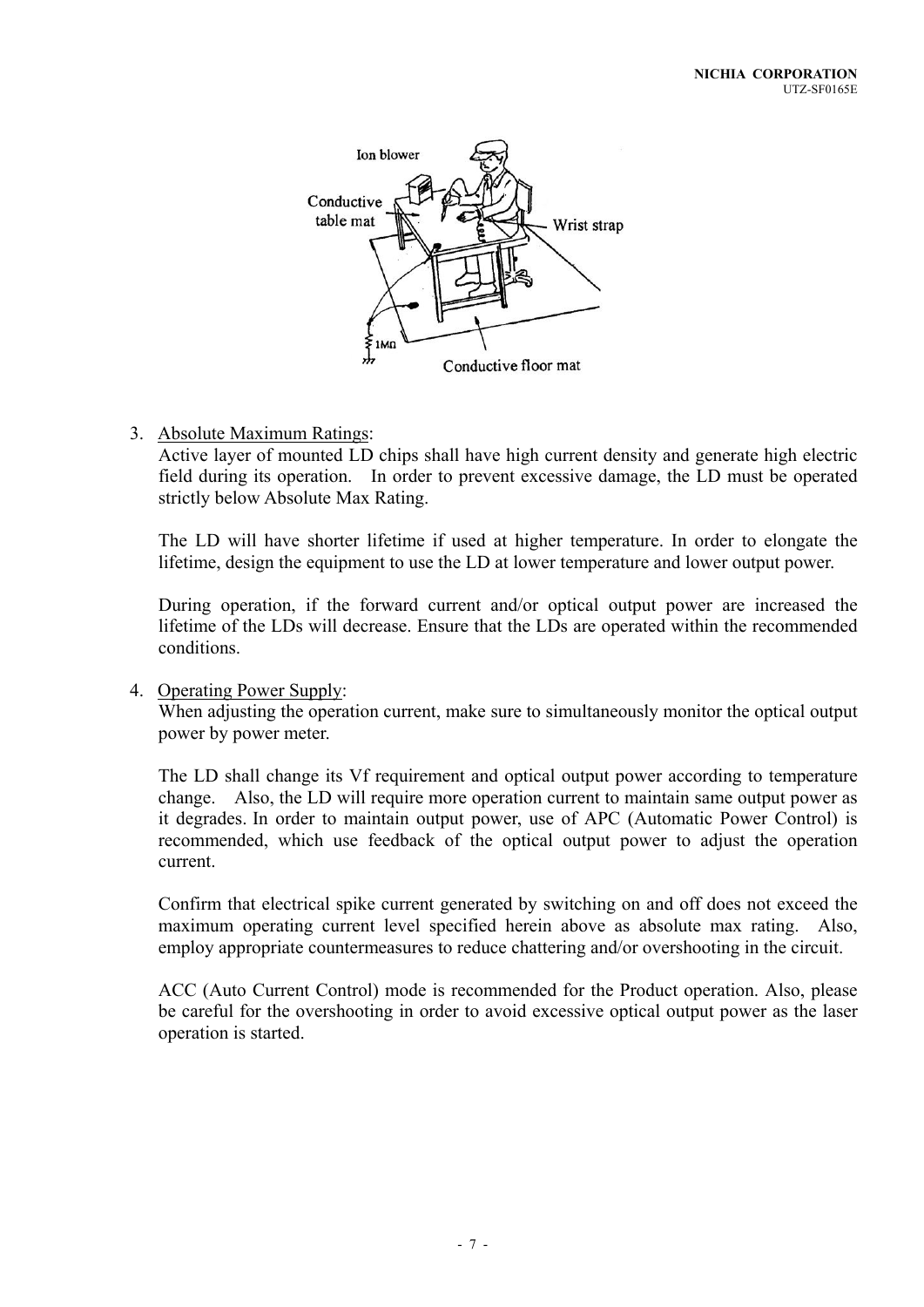Ion blower

Conductive table mat

Wrist strap

1MΩ

Conductive floor mat

3. Absolute Maximum Ratings:
   Active layer of mounted LD chips shall have high current density and generate high electric field during its operation. In order to prevent excessive damage, the LD must be operated strictly below Absolute Max Rating.

   The LD will have shorter lifetime if used at higher temperature. In order to elongate the lifetime, design the equipment to use the LD at lower temperature and lower output power.

   During operation, if the forward current and/or optical output power are increased the lifetime of the LDs will decrease. Ensure that the LDs are operated within the recommended conditions.

4. Operating Power Supply:
   When adjusting the operation current, make sure to simultaneously monitor the optical output power by power meter.

   The LD shall change its Vf requirement and optical output power according to temperature change. Also, the LD will require more operation current to maintain same output power as it degrades. In order to maintain output power, use of APC (Automatic Power Control) is recommended, which use feedback of the optical output power to adjust the operation current.

   Confirm that electrical spike current generated by switching on and off does not exceed the maximum operating current level specified herein above as absolute max rating. Also, employ appropriate countermeasures to reduce chattering and/or overshooting in the circuit.

   ACC (Auto Current Control) mode is recommended for the Product operation. Also, please be careful for the overshooting in order to avoid excessive optical output power as the laser operation is started.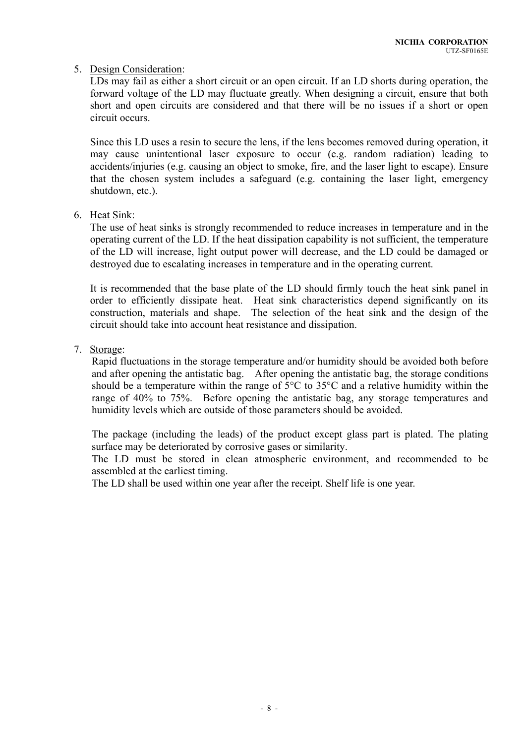5. Design Consideration:
   LDs may fail as either a short circuit or an open circuit. If an LD shorts during operation, the forward voltage of the LD may fluctuate greatly. When designing a circuit, ensure that both short and open circuits are considered and that there will be no issues if a short or open circuit occurs.

   Since this LD uses a resin to secure the lens, if the lens becomes removed during operation, it may cause unintentional laser exposure to occur (e.g. random radiation) leading to accidents/injuries (e.g. causing an object to smoke, fire, and the laser light to escape). Ensure that the chosen system includes a safeguard (e.g. containing the laser light, emergency shutdown, etc.).

6. Heat Sink:
   The use of heat sinks is strongly recommended to reduce increases in temperature and in the operating current of the LD. If the heat dissipation capability is not sufficient, the temperature of the LD will increase, light output power will decrease, and the LD could be damaged or destroyed due to escalating increases in temperature and in the operating current.

   It is recommended that the base plate of the LD should firmly touch the heat sink panel in order to efficiently dissipate heat. Heat sink characteristics depend significantly on its construction, materials and shape. The selection of the heat sink and the design of the circuit should take into account heat resistance and dissipation.

7. Storage:
   Rapid fluctuations in the storage temperature and/or humidity should be avoided both before and after opening the antistatic bag. After opening the antistatic bag, the storage conditions should be a temperature within the range of 5°C to 35°C and a relative humidity within the range of 40% to 75%. Before opening the antistatic bag, any storage temperatures and humidity levels which are outside of those parameters should be avoided.

   The package (including the leads) of the product except glass part is plated. The plating surface may be deteriorated by corrosive gases or similarity.
   The LD must be stored in clean atmospheric environment, and recommended to be assembled at the earliest timing.
   The LD shall be used within one year after the receipt. Shelf life is one year.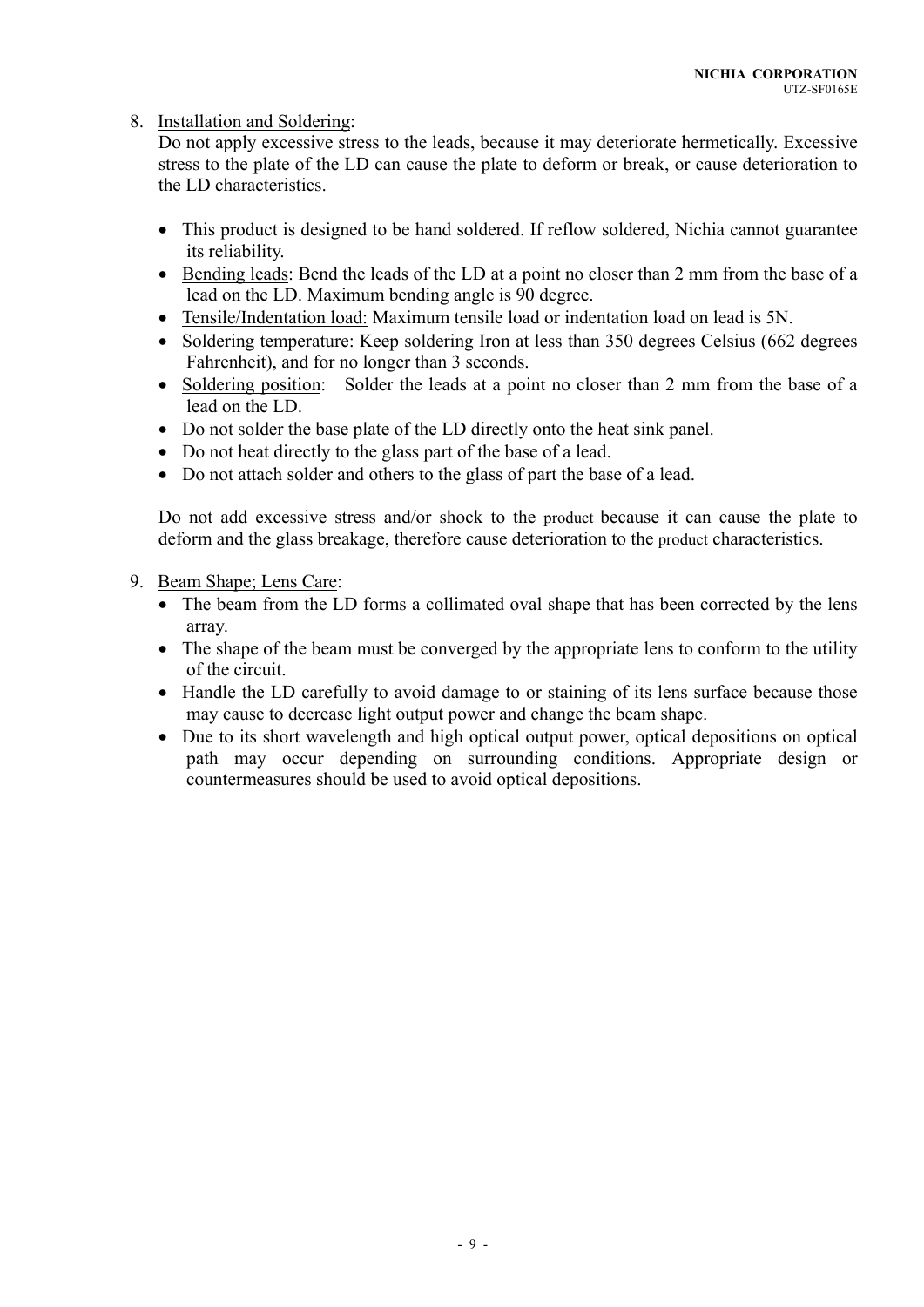8. Installation and Soldering:
   Do not apply excessive stress to the leads, because it may deteriorate hermetically. Excessive stress to the plate of the LD can cause the plate to deform or break, or cause deterioration to the LD characteristics.

   - This product is designed to be hand soldered. If reflow soldered, Nichia cannot guarantee its reliability.
   - Bending leads: Bend the leads of the LD at a point no closer than 2 mm from the base of a lead on the LD. Maximum bending angle is 90 degree.
   - Tensile/Indentation load: Maximum tensile load or indentation load on lead is 5N.
   - Soldering temperature: Keep soldering Iron at less than 350 degrees Celsius (662 degrees Fahrenheit), and for no longer than 3 seconds.
   - Soldering position: Solder the leads at a point no closer than 2 mm from the base of a lead on the LD.
   - Do not solder the base plate of the LD directly onto the heat sink panel.
   - Do not heat directly to the glass part of the base of a lead.
   - Do not attach solder and others to the glass of part the base of a lead.

   Do not add excessive stress and/or shock to the product because it can cause the plate to deform and the glass breakage, therefore cause deterioration to the product characteristics.

9. Beam Shape; Lens Care:
   - The beam from the LD forms a collimated oval shape that has been corrected by the lens array.
   - The shape of the beam must be converged by the appropriate lens to conform to the utility of the circuit.
   - Handle the LD carefully to avoid damage to or staining of its lens surface because those may cause to decrease light output power and change the beam shape.
   - Due to its short wavelength and high optical output power, optical depositions on optical path may occur depending on surrounding conditions. Appropriate design or countermeasures should be used to avoid optical depositions.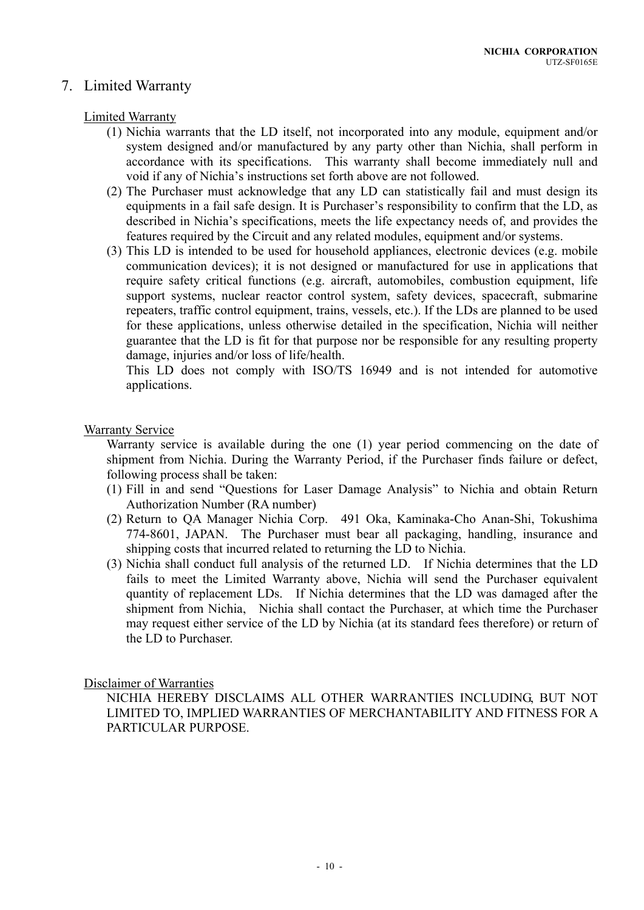## 7. Limited Warranty

### Limited Warranty

(1) Nichia warrants that the LD itself, not incorporated into any module, equipment and/or system designed and/or manufactured by any party other than Nichia, shall perform in accordance with its specifications. This warranty shall become immediately null and void if any of Nichia's instructions set forth above are not followed.

(2) The Purchaser must acknowledge that any LD can statistically fail and must design its equipments in a fail safe design. It is Purchaser's responsibility to confirm that the LD, as described in Nichia's specifications, meets the life expectancy needs of, and provides the features required by the Circuit and any related modules, equipment and/or systems.

(3) This LD is intended to be used for household appliances, electronic devices (e.g. mobile communication devices); it is not designed or manufactured for use in applications that require safety critical functions (e.g. aircraft, automobiles, combustion equipment, life support systems, nuclear reactor control system, safety devices, spacecraft, submarine repeaters, traffic control equipment, trains, vessels, etc.). If the LDs are planned to be used for these applications, unless otherwise detailed in the specification, Nichia will neither guarantee that the LD is fit for that purpose nor be responsible for any resulting property damage, injuries and/or loss of life/health.

This LD does not comply with ISO/TS 16949 and is not intended for automotive applications.

### Warranty Service

Warranty service is available during the one (1) year period commencing on the date of shipment from Nichia. During the Warranty Period, if the Purchaser finds failure or defect, following process shall be taken:

(1) Fill in and send "Questions for Laser Damage Analysis" to Nichia and obtain Return Authorization Number (RA number)

(2) Return to QA Manager Nichia Corp. 491 Oka, Kaminaka-Cho Anan-Shi, Tokushima 774-8601, JAPAN. The Purchaser must bear all packaging, handling, insurance and shipping costs that incurred related to returning the LD to Nichia.

(3) Nichia shall conduct full analysis of the returned LD. If Nichia determines that the LD fails to meet the Limited Warranty above, Nichia will send the Purchaser equivalent quantity of replacement LDs. If Nichia determines that the LD was damaged after the shipment from Nichia, Nichia shall contact the Purchaser, at which time the Purchaser may request either service of the LD by Nichia (at its standard fees therefore) or return of the LD to Purchaser.

### Disclaimer of Warranties

NICHIA HEREBY DISCLAIMS ALL OTHER WARRANTIES INCLUDING, BUT NOT LIMITED TO, IMPLIED WARRANTIES OF MERCHANTABILITY AND FITNESS FOR A PARTICULAR PURPOSE.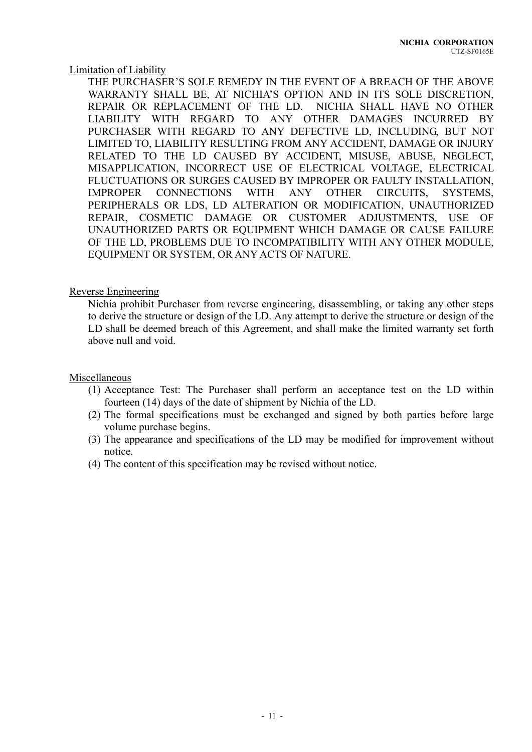## Limitation of Liability

THE PURCHASER'S SOLE REMEDY IN THE EVENT OF A BREACH OF THE ABOVE WARRANTY SHALL BE, AT NICHIA'S OPTION AND IN ITS SOLE DISCRETION, REPAIR OR REPLACEMENT OF THE LD. NICHIA SHALL HAVE NO OTHER LIABILITY WITH REGARD TO ANY OTHER DAMAGES INCURRED BY PURCHASER WITH REGARD TO ANY DEFECTIVE LD, INCLUDING, BUT NOT LIMITED TO, LIABILITY RESULTING FROM ANY ACCIDENT, DAMAGE OR INJURY RELATED TO THE LD CAUSED BY ACCIDENT, MISUSE, ABUSE, NEGLECT, MISAPPLICATION, INCORRECT USE OF ELECTRICAL VOLTAGE, ELECTRICAL FLUCTUATIONS OR SURGES CAUSED BY IMPROPER OR FAULTY INSTALLATION, IMPROPER CONNECTIONS WITH ANY OTHER CIRCUITS, SYSTEMS, PERIPHERALS OR LDS, LD ALTERATION OR MODIFICATION, UNAUTHORIZED REPAIR, COSMETIC DAMAGE OR CUSTOMER ADJUSTMENTS, USE OF UNAUTHORIZED PARTS OR EQUIPMENT WHICH DAMAGE OR CAUSE FAILURE OF THE LD, PROBLEMS DUE TO INCOMPATIBILITY WITH ANY OTHER MODULE, EQUIPMENT OR SYSTEM, OR ANY ACTS OF NATURE.

## Reverse Engineering

Nichia prohibit Purchaser from reverse engineering, disassembling, or taking any other steps to derive the structure or design of the LD. Any attempt to derive the structure or design of the LD shall be deemed breach of this Agreement, and shall make the limited warranty set forth above null and void.

## Miscellaneous

(1) Acceptance Test: The Purchaser shall perform an acceptance test on the LD within fourteen (14) days of the date of shipment by Nichia of the LD.
(2) The formal specifications must be exchanged and signed by both parties before large volume purchase begins.
(3) The appearance and specifications of the LD may be modified for improvement without notice.
(4) The content of this specification may be revised without notice.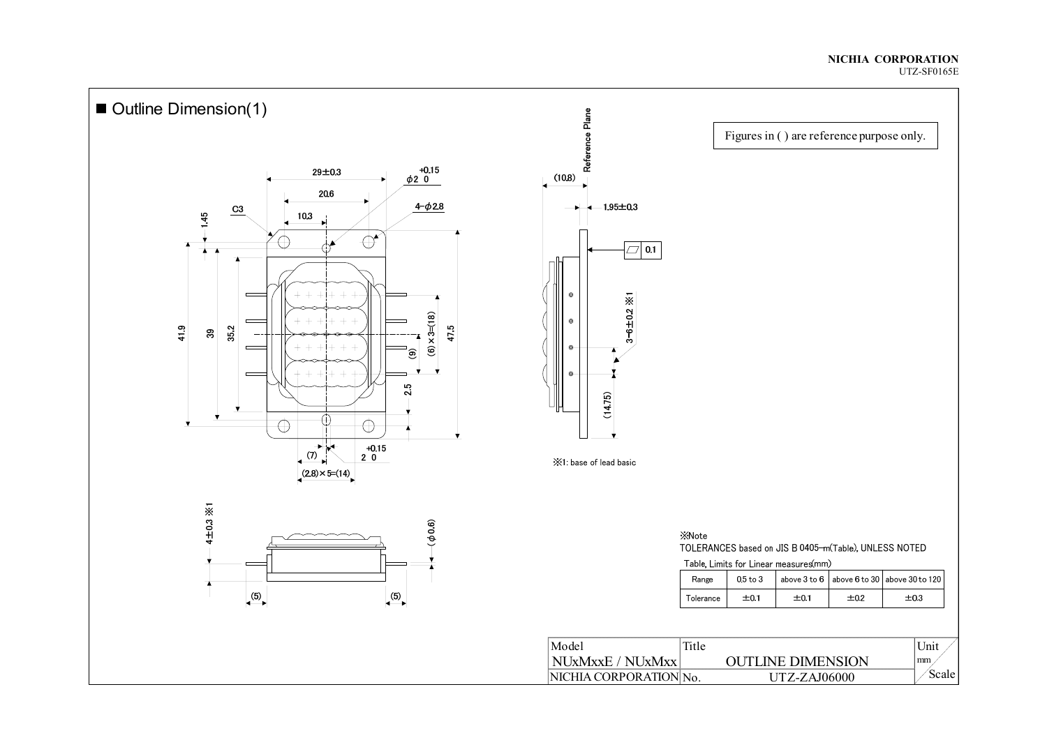## ■ Outline Dimension(1)

Figures in ( ) are reference purpose only.

29±0.3

$\phi 2$ $^{+0.15}_{0}$

20.6

C3

4-$\phi$2.8

10.3

1.45

41.9

39

35.2

(6)×3=(18)

(9)

47.5

2.5

(7)

2 $^{+0.15}_{0}$

(2.8)×5=(14)

Reference Plane

(10.8)

1.95±0.3

0.1

3-6±0.2 ※1

(14.75)

※1: base of lead basic

4±0.3 ※1

($\phi$0.6)

(5)

(5)

※Note

TOLERANCES based on JIS B 0405-m(Table), UNLESS NOTED

Table, Limits for Linear measures(mm)

| Range | 0.5 to 3 | above 3 to 6 | above 6 to 30 | above 30 to 120 |
|---|---|---|---|---|
| Tolerance | ±0.1 | ±0.1 | ±0.2 | ±0.3 |

| Model | Title | Unit |
|---|---|---|
| NUxMxxE / NUxMxx | OUTLINE DIMENSION | mm |
| NICHIA CORPORATION | No. UTZ-ZAJ06000 | Scale |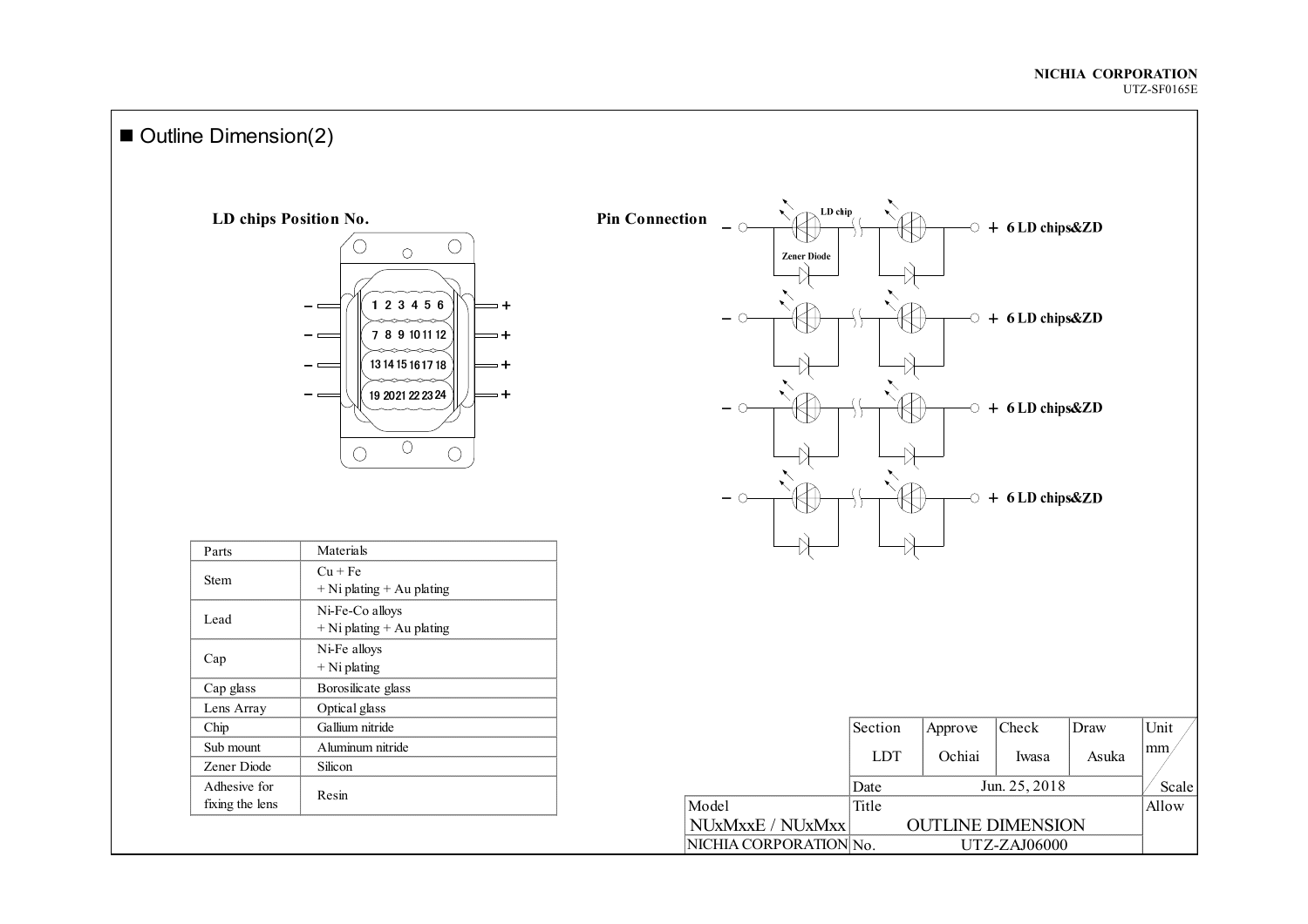## ■ Outline Dimension(2)

**LD chips Position No.**

1 2 3 4 5 6
7 8 9 10 11 12
13 14 15 16 17 18
19 20 21 22 23 24

**Pin Connection**

LD chip
Zener Diode
\+ 6 LD chips&ZD
\+ 6 LD chips&ZD
\+ 6 LD chips&ZD
\+ 6 LD chips&ZD

| Parts | Materials |
|---|---|
| Stem | Cu + Fe<br>+ Ni plating + Au plating |
| Lead | Ni-Fe-Co alloys<br>+ Ni plating + Au plating |
| Cap | Ni-Fe alloys<br>+ Ni plating |
| Cap glass | Borosilicate glass |
| Lens Array | Optical glass |
| Chip | Gallium nitride |
| Sub mount | Aluminum nitride |
| Zener Diode | Silicon |
| Adhesive for fixing the lens | Resin |

| | | | | | |
|---|---|---|---|---|---|
| | Section | Approve | Check | Draw | Unit |
| | LDT | Ochiai | Iwasa | Asuka | mm |
| | Date | Jun. 25, 2018 | | | Scale |
| Model | Title | | | | Allow |
| NUxMxxE / NUxMxx | OUTLINE DIMENSION | | | | |
| NICHIA CORPORATION | No. | UTZ-ZAJ06000 | | | |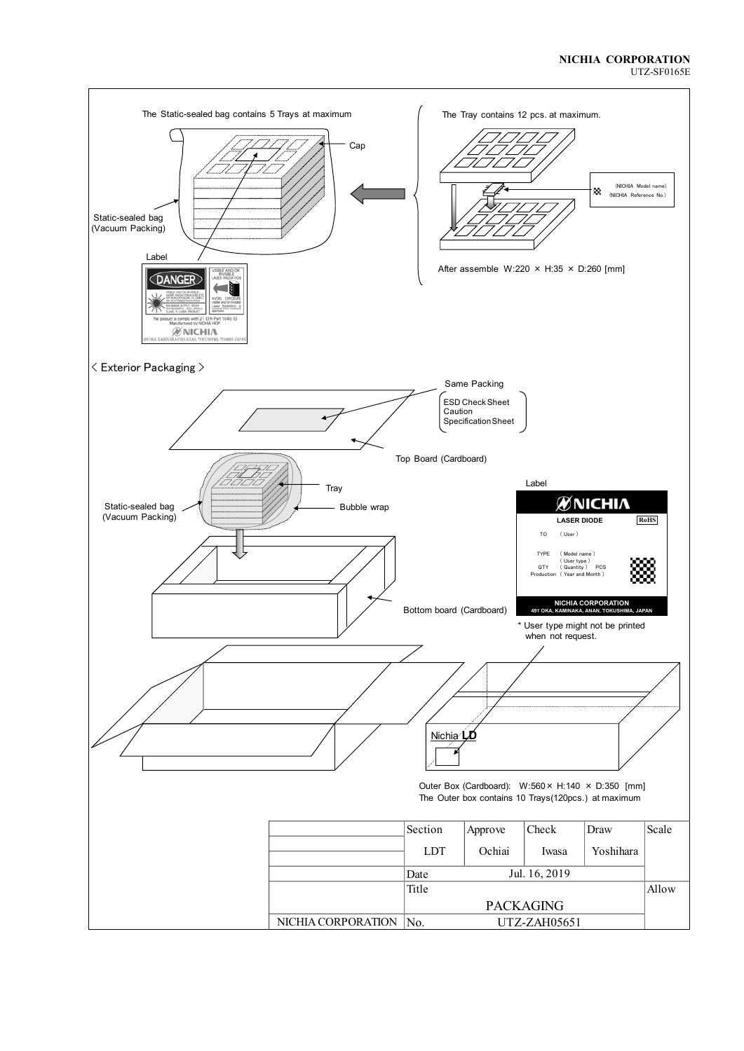NICHIA CORPORATION
UTZ-SF0165E

The Static-sealed bag contains 5 Trays at maximum

Cap

Static-sealed bag
(Vacuum Packing)

Label

DANGER

VISIBLE AND/OR INVISIBLE LASER RADIATION

AVOID EXPOSURE

The product is comply with 21 CFR Part 1040.10
Manufactured by NICHIA HOP

NICHIA

The Tray contains 12 pcs. at maximum.

(NICHIA Model name)
(NICHIA Reference No.)

After assemble W:220 × H:35 × D:260 [mm]

< Exterior Packaging >

Same Packing

ESD Check Sheet
Caution
Specification Sheet

Top Board (Cardboard)

Tray

Static-sealed bag
(Vacuum Packing)

Bubble wrap

Bottom board (Cardboard)

Label

NICHIA

LASER DIODE RoHS

TO ( User )

TYPE ( Model name )
( User type )
QTY ( Quantity ) PCS
Production ( Year and Month )

NICHIA CORPORATION
491 OKA, KAMINAKA, ANAN, TOKUSHIMA, JAPAN

* User type might not be printed when not request.

Nichia LD

Outer Box (Cardboard): W:560 × H:140 × D:350 [mm]
The Outer box contains 10 Trays(120pcs.) at maximum

| | Section | Approve | Check | Draw | Scale |
|---|---|---|---|---|---|
| | LDT | Ochiai | Iwasa | Yoshihara | |
| | Date | Jul. 16, 2019 | | | |
| | Title | PACKAGING | | | Allow |
| NICHIA CORPORATION | No. | UTZ-ZAH05651 | | | |